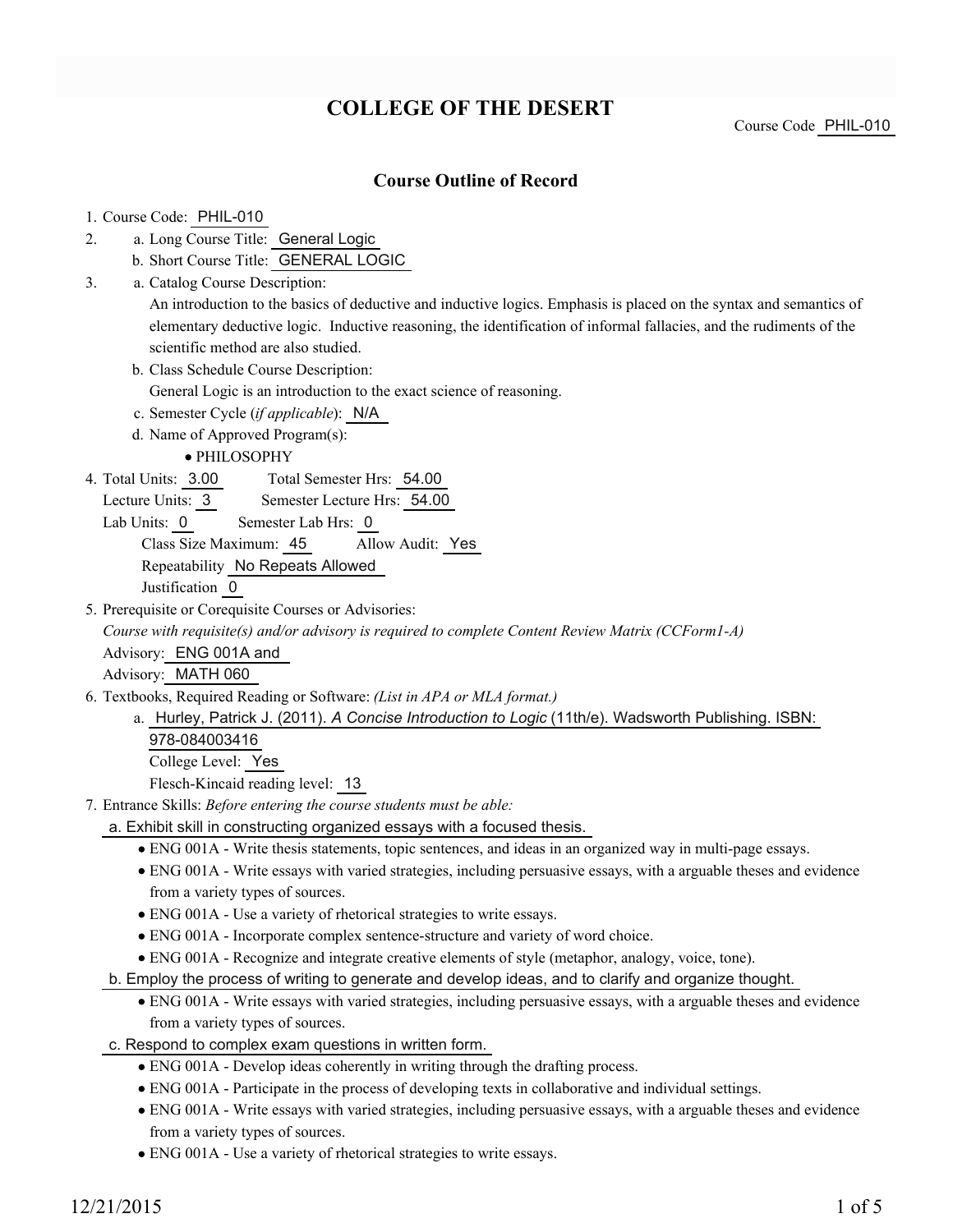# COLLEGE OF THE DESERT

Course Code PHIL-010

## Course Outline of Record

1. Course Code: PHIL-010
2. a. Long Course Title: General Logic
   b. Short Course Title: GENERAL LOGIC
3. a. Catalog Course Description:
   An introduction to the basics of deductive and inductive logics. Emphasis is placed on the syntax and semantics of elementary deductive logic. Inductive reasoning, the identification of informal fallacies, and the rudiments of the scientific method are also studied.
   b. Class Schedule Course Description:
   General Logic is an introduction to the exact science of reasoning.
   c. Semester Cycle (*if applicable*): N/A
   d. Name of Approved Program(s):
   - PHILOSOPHY
4. Total Units: 3.00 Total Semester Hrs: 54.00
   Lecture Units: 3 Semester Lecture Hrs: 54.00
   Lab Units: 0 Semester Lab Hrs: 0
   Class Size Maximum: 45 Allow Audit: Yes
   Repeatability No Repeats Allowed
   Justification 0
5. Prerequisite or Corequisite Courses or Advisories:
   *Course with requisite(s) and/or advisory is required to complete Content Review Matrix (CCForm1-A)*
   Advisory: ENG 001A and
   Advisory: MATH 060
6. Textbooks, Required Reading or Software: *(List in APA or MLA format.)*
   a. Hurley, Patrick J. (2011). *A Concise Introduction to Logic* (11th/e). Wadsworth Publishing. ISBN: 978-084003416
   College Level: Yes
   Flesch-Kincaid reading level: 13
7. Entrance Skills: *Before entering the course students must be able:*
   a. Exhibit skill in constructing organized essays with a focused thesis.
   - ENG 001A - Write thesis statements, topic sentences, and ideas in an organized way in multi-page essays.
   - ENG 001A - Write essays with varied strategies, including persuasive essays, with a arguable theses and evidence from a variety types of sources.
   - ENG 001A - Use a variety of rhetorical strategies to write essays.
   - ENG 001A - Incorporate complex sentence-structure and variety of word choice.
   - ENG 001A - Recognize and integrate creative elements of style (metaphor, analogy, voice, tone).

   b. Employ the process of writing to generate and develop ideas, and to clarify and organize thought.
   - ENG 001A - Write essays with varied strategies, including persuasive essays, with a arguable theses and evidence from a variety types of sources.

   c. Respond to complex exam questions in written form.
   - ENG 001A - Develop ideas coherently in writing through the drafting process.
   - ENG 001A - Participate in the process of developing texts in collaborative and individual settings.
   - ENG 001A - Write essays with varied strategies, including persuasive essays, with a arguable theses and evidence from a variety types of sources.
   - ENG 001A - Use a variety of rhetorical strategies to write essays.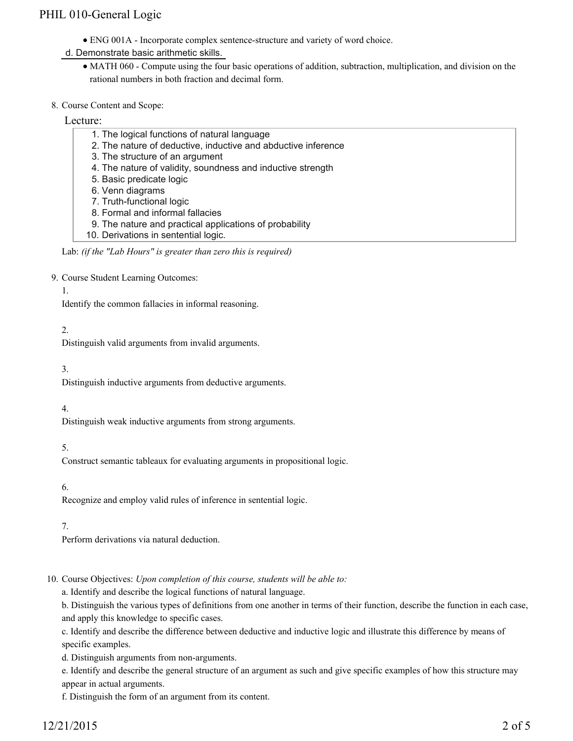- ENG 001A - Incorporate complex sentence-structure and variety of word choice.

d. Demonstrate basic arithmetic skills.

- MATH 060 - Compute using the four basic operations of addition, subtraction, multiplication, and division on the rational numbers in both fraction and decimal form.

8. Course Content and Scope:

Lecture:

1. The logical functions of natural language
2. The nature of deductive, inductive and abductive inference
3. The structure of an argument
4. The nature of validity, soundness and inductive strength
5. Basic predicate logic
6. Venn diagrams
7. Truth-functional logic
8. Formal and informal fallacies
9. The nature and practical applications of probability
10. Derivations in sentential logic.

Lab: *(if the "Lab Hours" is greater than zero this is required)*

9. Course Student Learning Outcomes:

1.

Identify the common fallacies in informal reasoning.

2.

Distinguish valid arguments from invalid arguments.

3.

Distinguish inductive arguments from deductive arguments.

4.

Distinguish weak inductive arguments from strong arguments.

5.

Construct semantic tableaux for evaluating arguments in propositional logic.

6.

Recognize and employ valid rules of inference in sentential logic.

7.

Perform derivations via natural deduction.

10. Course Objectives: *Upon completion of this course, students will be able to:*

a. Identify and describe the logical functions of natural language.

b. Distinguish the various types of definitions from one another in terms of their function, describe the function in each case, and apply this knowledge to specific cases.

c. Identify and describe the difference between deductive and inductive logic and illustrate this difference by means of specific examples.

d. Distinguish arguments from non-arguments.

e. Identify and describe the general structure of an argument as such and give specific examples of how this structure may appear in actual arguments.

f. Distinguish the form of an argument from its content.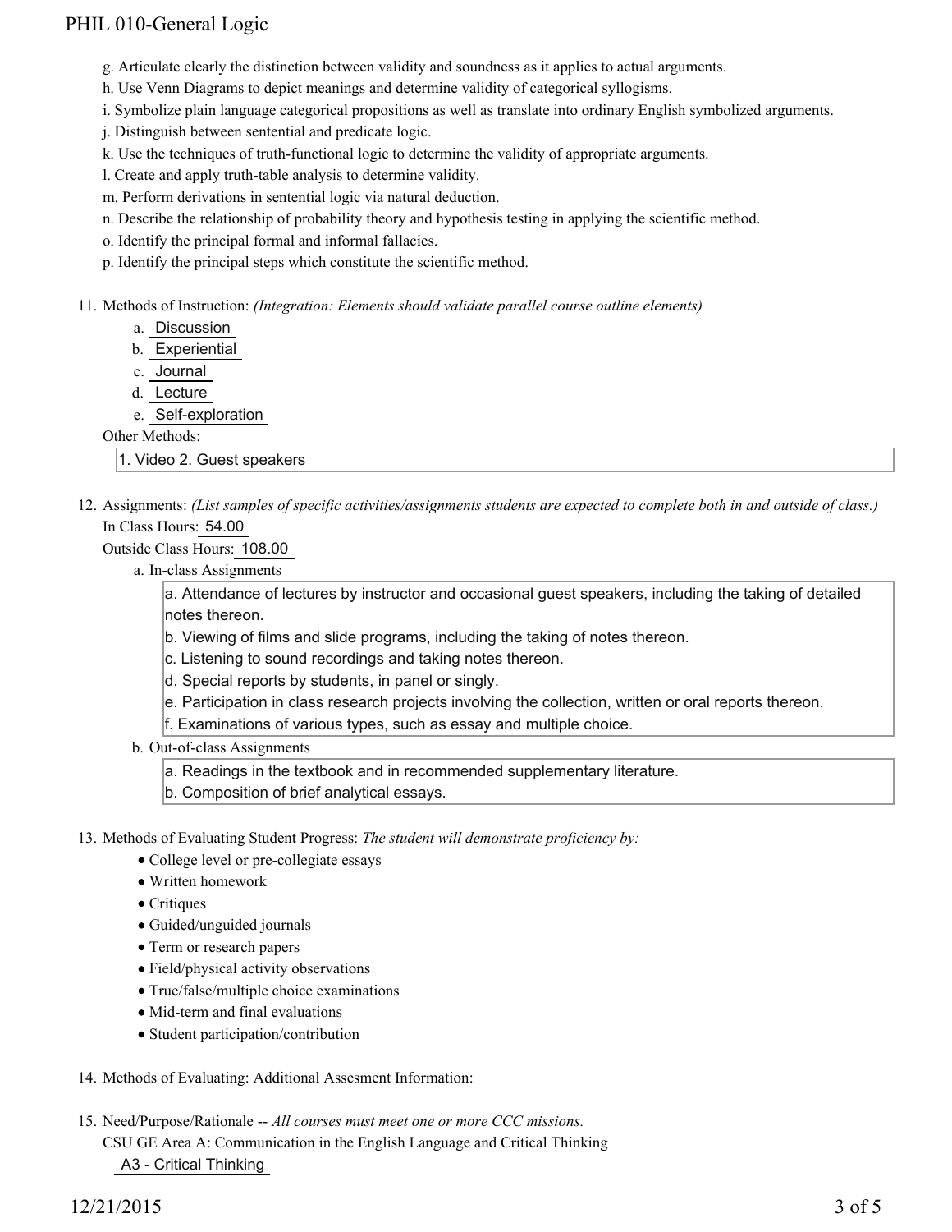g. Articulate clearly the distinction between validity and soundness as it applies to actual arguments.
h. Use Venn Diagrams to depict meanings and determine validity of categorical syllogisms.
i. Symbolize plain language categorical propositions as well as translate into ordinary English symbolized arguments.
j. Distinguish between sentential and predicate logic.
k. Use the techniques of truth-functional logic to determine the validity of appropriate arguments.
l. Create and apply truth-table analysis to determine validity.
m. Perform derivations in sentential logic via natural deduction.
n. Describe the relationship of probability theory and hypothesis testing in applying the scientific method.
o. Identify the principal formal and informal fallacies.
p. Identify the principal steps which constitute the scientific method.

11. Methods of Instruction: *(Integration: Elements should validate parallel course outline elements)*
    a. Discussion
    b. Experiential
    c. Journal
    d. Lecture
    e. Self-exploration

    Other Methods:

    1. Video 2. Guest speakers

12. Assignments: *(List samples of specific activities/assignments students are expected to complete both in and outside of class.)*
    In Class Hours: 54.00
    Outside Class Hours: 108.00
    a. In-class Assignments
       a. Attendance of lectures by instructor and occasional guest speakers, including the taking of detailed notes thereon.
       b. Viewing of films and slide programs, including the taking of notes thereon.
       c. Listening to sound recordings and taking notes thereon.
       d. Special reports by students, in panel or singly.
       e. Participation in class research projects involving the collection, written or oral reports thereon.
       f. Examinations of various types, such as essay and multiple choice.
    b. Out-of-class Assignments
       a. Readings in the textbook and in recommended supplementary literature.
       b. Composition of brief analytical essays.

13. Methods of Evaluating Student Progress: *The student will demonstrate proficiency by:*
    - College level or pre-collegiate essays
    - Written homework
    - Critiques
    - Guided/unguided journals
    - Term or research papers
    - Field/physical activity observations
    - True/false/multiple choice examinations
    - Mid-term and final evaluations
    - Student participation/contribution

14. Methods of Evaluating: Additional Assesment Information:

15. Need/Purpose/Rationale -- *All courses must meet one or more CCC missions.*
    CSU GE Area A: Communication in the English Language and Critical Thinking
    A3 - Critical Thinking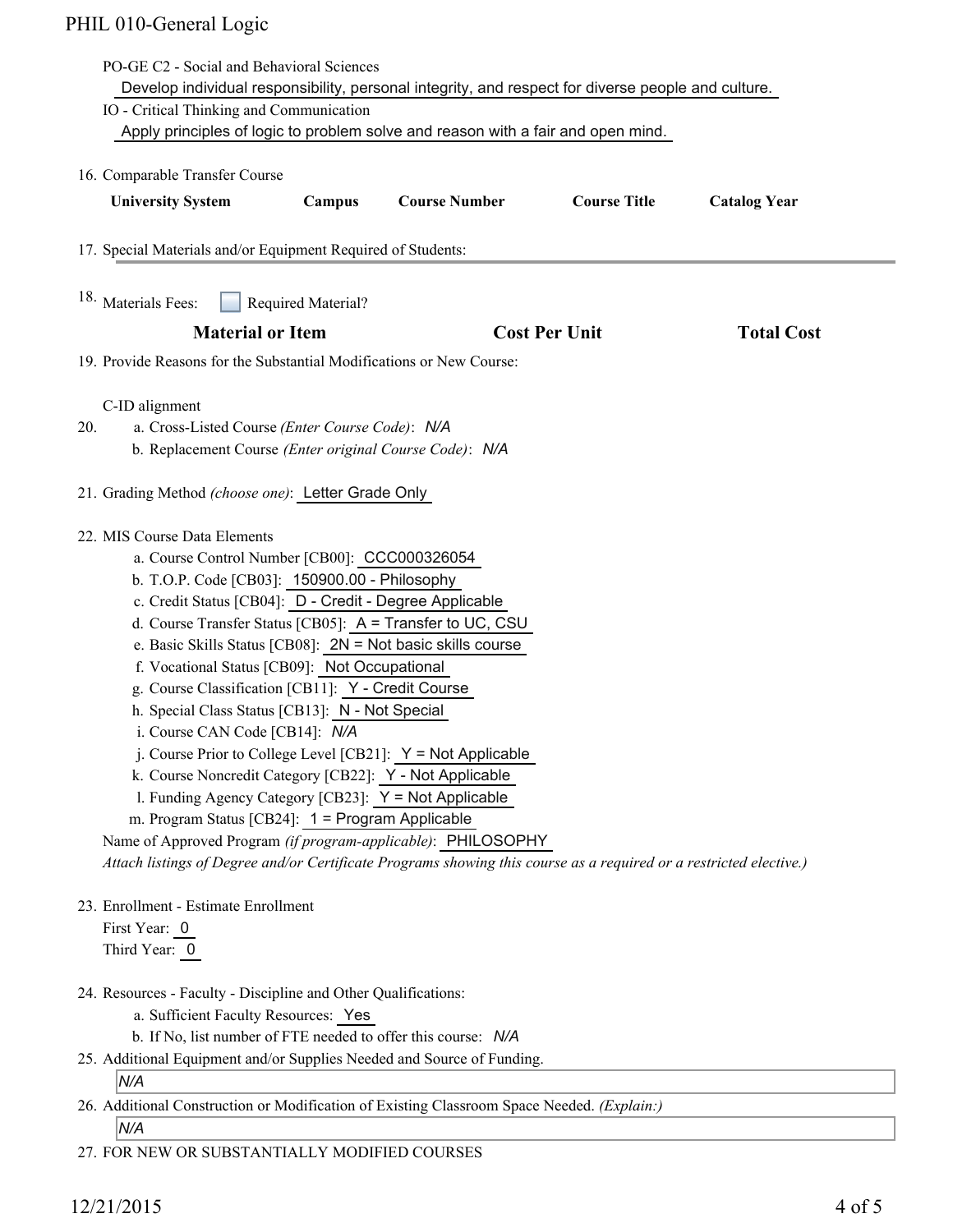PO-GE C2 - Social and Behavioral Sciences

Develop individual responsibility, personal integrity, and respect for diverse people and culture.

IO - Critical Thinking and Communication

Apply principles of logic to problem solve and reason with a fair and open mind.

16. Comparable Transfer Course

| University System | Campus | Course Number | Course Title | Catalog Year |
|---|---|---|---|---|

17. Special Materials and/or Equipment Required of Students:

18. Materials Fees: ☐ Required Material?

| Material or Item | Cost Per Unit | Total Cost |
|---|---|---|

19. Provide Reasons for the Substantial Modifications or New Course:

C-ID alignment

20.
   a. Cross-Listed Course *(Enter Course Code)*: *N/A*
   b. Replacement Course *(Enter original Course Code)*: *N/A*

21. Grading Method *(choose one)*: Letter Grade Only

22. MIS Course Data Elements
   a. Course Control Number [CB00]: CCC000326054
   b. T.O.P. Code [CB03]: 150900.00 - Philosophy
   c. Credit Status [CB04]: D - Credit - Degree Applicable
   d. Course Transfer Status [CB05]: A = Transfer to UC, CSU
   e. Basic Skills Status [CB08]: 2N = Not basic skills course
   f. Vocational Status [CB09]: Not Occupational
   g. Course Classification [CB11]: Y - Credit Course
   h. Special Class Status [CB13]: N - Not Special
   i. Course CAN Code [CB14]: *N/A*
   j. Course Prior to College Level [CB21]: Y = Not Applicable
   k. Course Noncredit Category [CB22]: Y - Not Applicable
   l. Funding Agency Category [CB23]: Y = Not Applicable
   m. Program Status [CB24]: 1 = Program Applicable

   Name of Approved Program *(if program-applicable)*: PHILOSOPHY

   *Attach listings of Degree and/or Certificate Programs showing this course as a required or a restricted elective.)*

23. Enrollment - Estimate Enrollment

   First Year: 0

   Third Year: 0

24. Resources - Faculty - Discipline and Other Qualifications:
   a. Sufficient Faculty Resources: Yes
   b. If No, list number of FTE needed to offer this course: *N/A*

25. Additional Equipment and/or Supplies Needed and Source of Funding.

   *N/A*

26. Additional Construction or Modification of Existing Classroom Space Needed. *(Explain:)*

   *N/A*

27. FOR NEW OR SUBSTANTIALLY MODIFIED COURSES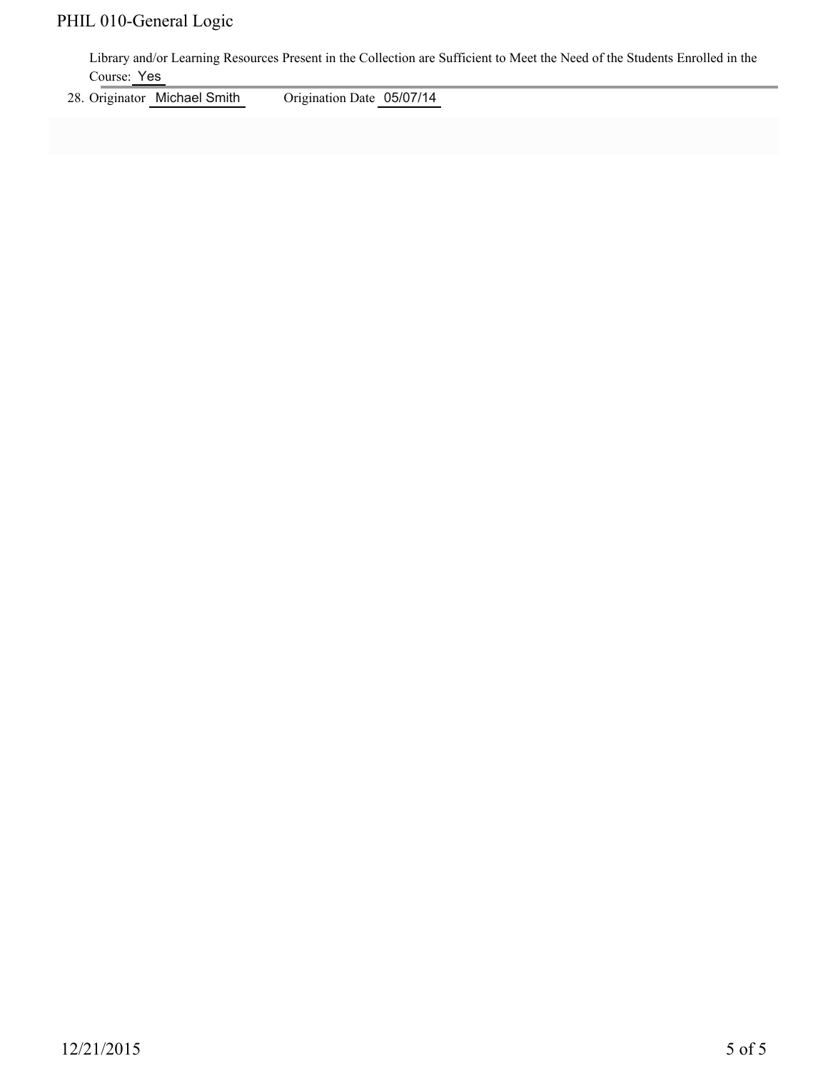Library and/or Learning Resources Present in the Collection are Sufficient to Meet the Need of the Students Enrolled in the Course: Yes

28. Originator Michael Smith    Origination Date 05/07/14